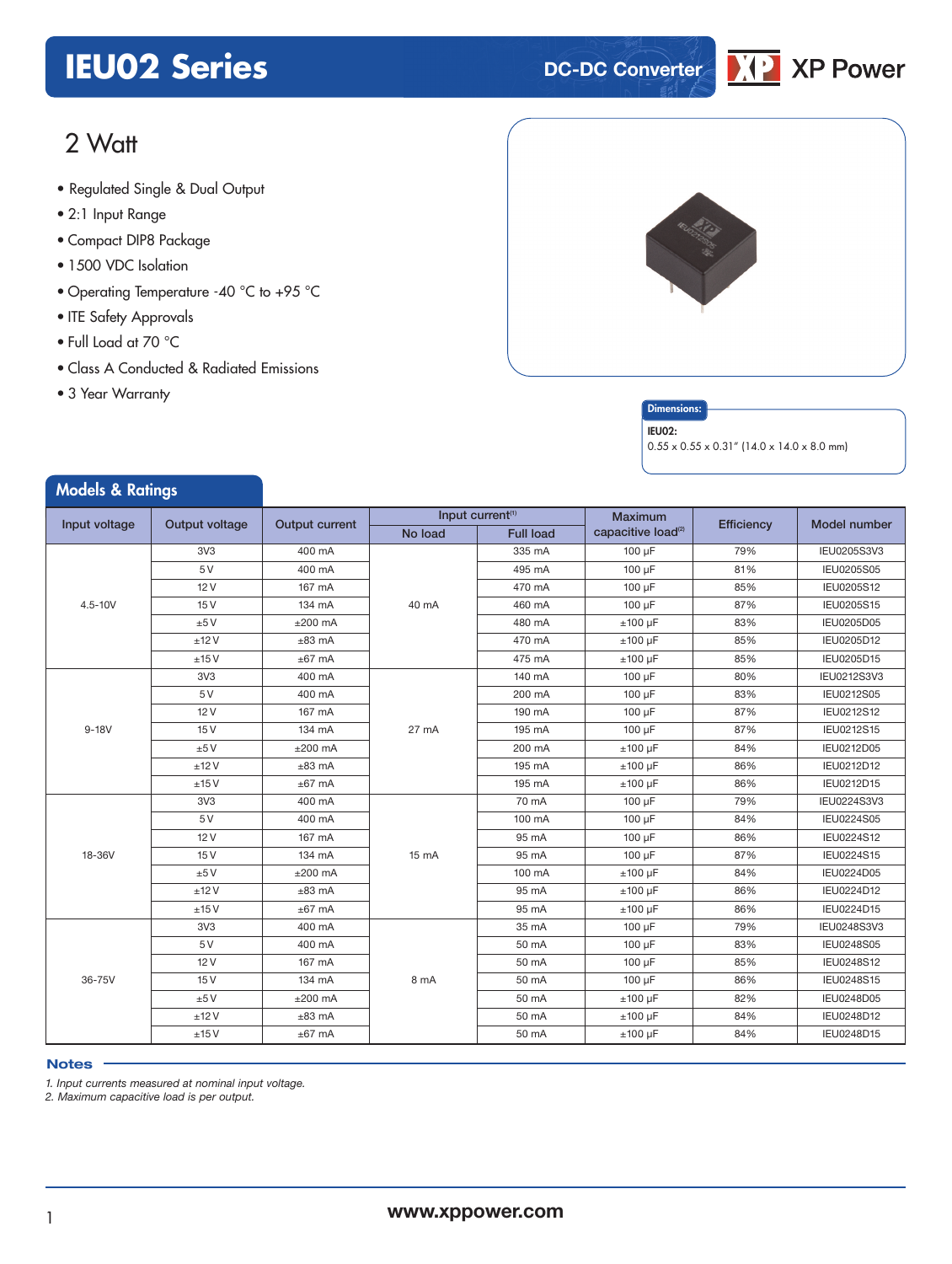# IEU02 Series

DC-DC Converter

XP Power

## 2 Watt

- Regulated Single & Dual Output
- 2:1 Input Range
- Compact DIP8 Package
- 1500 VDC Isolation
- Operating Temperature -40 °C to +95 °C
- ITE Safety Approvals
- Full Load at 70 °C
- Class A Conducted & Radiated Emissions
- 3 Year Warranty

**Dimensions:**

**IEU02:**
0.55 x 0.55 x 0.31" (14.0 x 14.0 x 8.0 mm)

## Models & Ratings

| Input voltage | Output voltage | Output current | Input current[1] | | Maximum capacitive load[2] | Efficiency | Model number |
|---|---|---|---|---|---|---|---|
| | | | No load | Full load | | | |
| 4.5-10V | 3V3 | 400 mA | 40 mA | 335 mA | 100 µF | 79% | IEU0205S3V3 |
| | 5 V | 400 mA | | 495 mA | 100 µF | 81% | IEU0205S05 |
| | 12 V | 167 mA | | 470 mA | 100 µF | 85% | IEU0205S12 |
| | 15 V | 134 mA | | 460 mA | 100 µF | 87% | IEU0205S15 |
| | ±5 V | ±200 mA | | 480 mA | ±100 µF | 83% | IEU0205D05 |
| | ±12 V | ±83 mA | | 470 mA | ±100 µF | 85% | IEU0205D12 |
| | ±15 V | ±67 mA | | 475 mA | ±100 µF | 85% | IEU0205D15 |
| 9-18V | 3V3 | 400 mA | 27 mA | 140 mA | 100 µF | 80% | IEU0212S3V3 |
| | 5 V | 400 mA | | 200 mA | 100 µF | 83% | IEU0212S05 |
| | 12 V | 167 mA | | 190 mA | 100 µF | 87% | IEU0212S12 |
| | 15 V | 134 mA | | 195 mA | 100 µF | 87% | IEU0212S15 |
| | ±5 V | ±200 mA | | 200 mA | ±100 µF | 84% | IEU0212D05 |
| | ±12 V | ±83 mA | | 195 mA | ±100 µF | 86% | IEU0212D12 |
| | ±15 V | ±67 mA | | 195 mA | ±100 µF | 86% | IEU0212D15 |
| 18-36V | 3V3 | 400 mA | 15 mA | 70 mA | 100 µF | 79% | IEU0224S3V3 |
| | 5 V | 400 mA | | 100 mA | 100 µF | 84% | IEU0224S05 |
| | 12 V | 167 mA | | 95 mA | 100 µF | 86% | IEU0224S12 |
| | 15 V | 134 mA | | 95 mA | 100 µF | 87% | IEU0224S15 |
| | ±5 V | ±200 mA | | 100 mA | ±100 µF | 84% | IEU0224D05 |
| | ±12 V | ±83 mA | | 95 mA | ±100 µF | 86% | IEU0224D12 |
| | ±15 V | ±67 mA | | 95 mA | ±100 µF | 86% | IEU0224D15 |
| 36-75V | 3V3 | 400 mA | 8 mA | 35 mA | 100 µF | 79% | IEU0248S3V3 |
| | 5 V | 400 mA | | 50 mA | 100 µF | 83% | IEU0248S05 |
| | 12 V | 167 mA | | 50 mA | 100 µF | 85% | IEU0248S12 |
| | 15 V | 134 mA | | 50 mA | 100 µF | 86% | IEU0248S15 |
| | ±5 V | ±200 mA | | 50 mA | ±100 µF | 82% | IEU0248D05 |
| | ±12 V | ±83 mA | | 50 mA | ±100 µF | 84% | IEU0248D12 |
| | ±15 V | ±67 mA | | 50 mA | ±100 µF | 84% | IEU0248D15 |

### Notes

1. *Input currents measured at nominal input voltage.*
2. *Maximum capacitive load is per output.*

www.xppower.com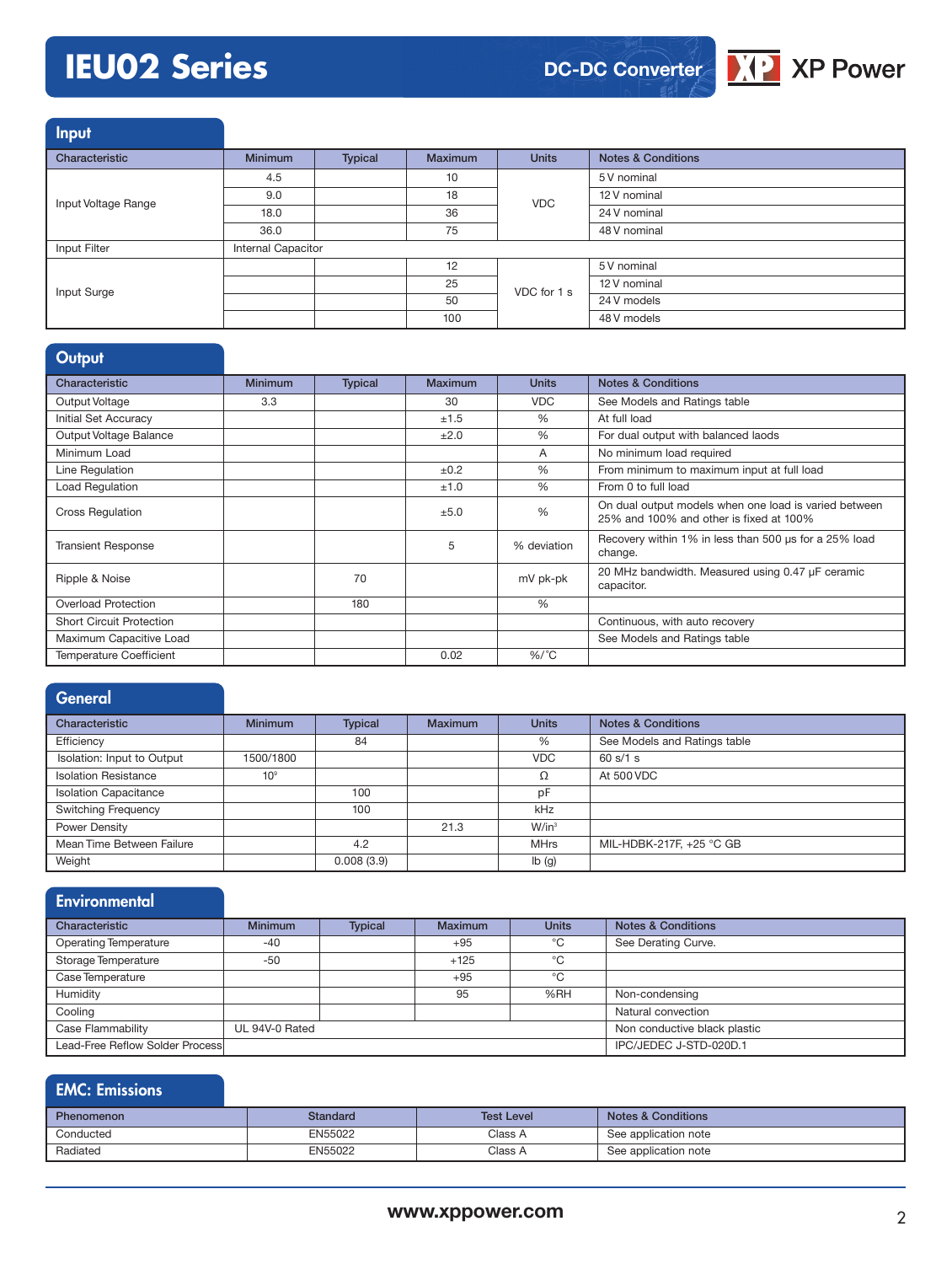## Input

| Characteristic | Minimum | Typical | Maximum | Units | Notes & Conditions |
|---|---|---|---|---|---|
| Input Voltage Range | 4.5 | | 10 | VDC | 5 V nominal |
| | 9.0 | | 18 | | 12 V nominal |
| | 18.0 | | 36 | | 24 V nominal |
| | 36.0 | | 75 | | 48 V nominal |
| Input Filter | Internal Capacitor | | | | |
| Input Surge | | | 12 | VDC for 1 s | 5 V nominal |
| | | | 25 | | 12 V nominal |
| | | | 50 | | 24 V models |
| | | | 100 | | 48 V models |

## Output

| Characteristic | Minimum | Typical | Maximum | Units | Notes & Conditions |
|---|---|---|---|---|---|
| Output Voltage | 3.3 | | 30 | VDC | See Models and Ratings table |
| Initial Set Accuracy | | | ±1.5 | % | At full load |
| Output Voltage Balance | | | ±2.0 | % | For dual output with balanced laods |
| Minimum Load | | | | A | No minimum load required |
| Line Regulation | | | ±0.2 | % | From minimum to maximum input at full load |
| Load Regulation | | | ±1.0 | % | From 0 to full load |
| Cross Regulation | | | ±5.0 | % | On dual output models when one load is varied between 25% and 100% and other is fixed at 100% |
| Transient Response | | | 5 | % deviation | Recovery within 1% in less than 500 µs for a 25% load change. |
| Ripple & Noise | | 70 | | mV pk-pk | 20 MHz bandwidth. Measured using 0.47 µF ceramic capacitor. |
| Overload Protection | | 180 | | % | |
| Short Circuit Protection | | | | | Continuous, with auto recovery |
| Maximum Capacitive Load | | | | | See Models and Ratings table |
| Temperature Coefficient | | | 0.02 | %/°C | |

## General

| Characteristic | Minimum | Typical | Maximum | Units | Notes & Conditions |
|---|---|---|---|---|---|
| Efficiency | | 84 | | % | See Models and Ratings table |
| Isolation: Input to Output | 1500/1800 | | | VDC | 60 s/1 s |
| Isolation Resistance | $10^9$ | | | Ω | At 500 VDC |
| Isolation Capacitance | | 100 | | pF | |
| Switching Frequency | | 100 | | kHz | |
| Power Density | | | 21.3 | W/in³ | |
| Mean Time Between Failure | | 4.2 | | MHrs | MIL-HDBK-217F, +25 °C GB |
| Weight | | 0.008 (3.9) | | lb (g) | |

## Environmental

| Characteristic | Minimum | Typical | Maximum | Units | Notes & Conditions |
|---|---|---|---|---|---|
| Operating Temperature | -40 | | +95 | °C | See Derating Curve. |
| Storage Temperature | -50 | | +125 | °C | |
| Case Temperature | | | +95 | °C | |
| Humidity | | | 95 | %RH | Non-condensing |
| Cooling | | | | | Natural convection |
| Case Flammability | UL 94V-0 Rated | | | | Non conductive black plastic |
| Lead-Free Reflow Solder Process | | | | | IPC/JEDEC J-STD-020D.1 |

## EMC: Emissions

| Phenomenon | Standard | Test Level | Notes & Conditions |
|---|---|---|---|
| Conducted | EN55022 | Class A | See application note |
| Radiated | EN55022 | Class A | See application note |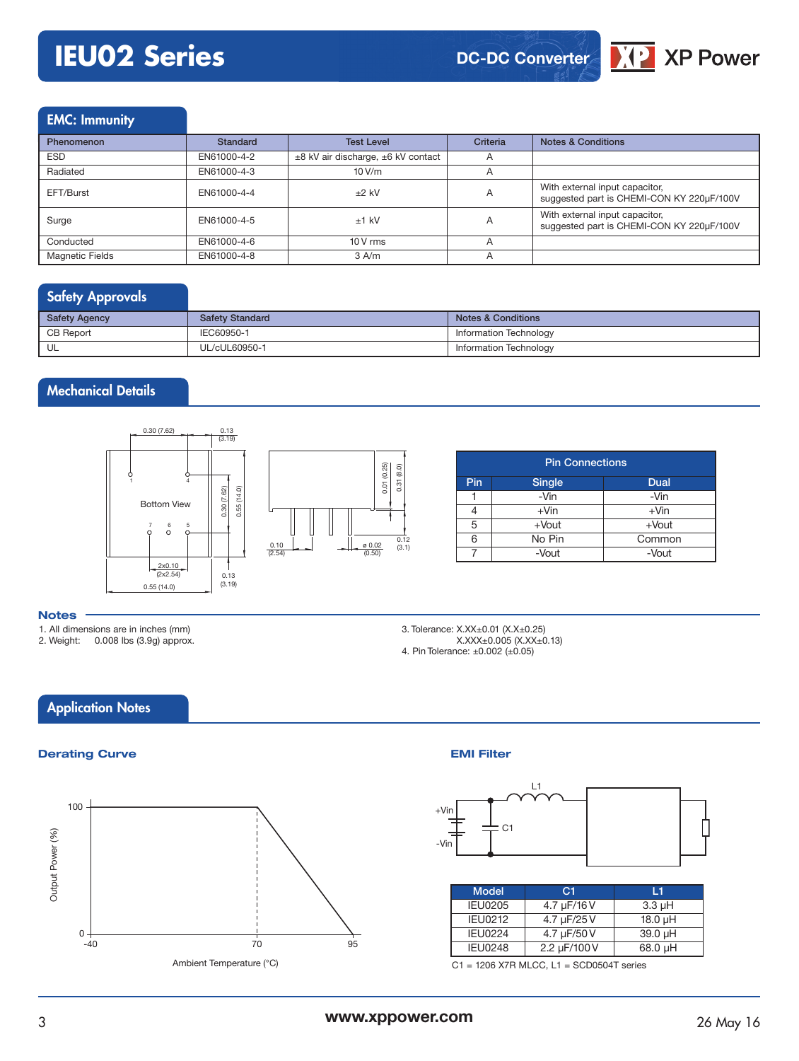# IEU02 Series

DC-DC Converter

## EMC: Immunity

| Phenomenon | Standard | Test Level | Criteria | Notes & Conditions |
|---|---|---|---|---|
| ESD | EN61000-4-2 | ±8 kV air discharge, ±6 kV contact | A | |
| Radiated | EN61000-4-3 | 10 V/m | A | |
| EFT/Burst | EN61000-4-4 | ±2 kV | A | With external input capacitor, suggested part is CHEMI-CON KY 220µF/100V |
| Surge | EN61000-4-5 | ±1 kV | A | With external input capacitor, suggested part is CHEMI-CON KY 220µF/100V |
| Conducted | EN61000-4-6 | 10 V rms | A | |
| Magnetic Fields | EN61000-4-8 | 3 A/m | A | |

## Safety Approvals

| Safety Agency | Safety Standard | Notes & Conditions |
|---|---|---|
| CB Report | IEC60950-1 | Information Technology |
| UL | UL/cUL60950-1 | Information Technology |

## Mechanical Details

0.30 (7.62)
0.13 (3.19)
1
4
Bottom View
7 6 5
0.30 (7.62)
0.55 (14.0)
2x0.10 (2x2.54)
0.55 (14.0)
0.13 (3.19)
0.01 (0.25)
0.31 (8.0)
0.10 (2.54)
ø 0.02 (0.50)
0.12 (3.1)

| Pin Connections | | |
|---|---|---|
| **Pin** | **Single** | **Dual** |
| 1 | -Vin | -Vin |
| 4 | +Vin | +Vin |
| 5 | +Vout | +Vout |
| 6 | No Pin | Common |
| 7 | -Vout | -Vout |

### Notes

1. All dimensions are in inches (mm)
2. Weight: 0.008 lbs (3.9g) approx.
3. Tolerance: X.XX±0.01 (X.X±0.25)
   X.XXX±0.005 (X.XX±0.13)
4. Pin Tolerance: ±0.002 (±0.05)

## Application Notes

### Derating Curve

Output Power (%)
100
0
-40
70
95
Ambient Temperature (°C)

### EMI Filter

L1
+Vin
C1
-Vin

| Model | C1 | L1 |
|---|---|---|
| IEU0205 | 4.7 µF/16 V | 3.3 µH |
| IEU0212 | 4.7 µF/25 V | 18.0 µH |
| IEU0224 | 4.7 µF/50 V | 39.0 µH |
| IEU0248 | 2.2 µF/100 V | 68.0 µH |

C1 = 1206 X7R MLCC, L1 = SCD0504T series

www.xppower.com

26 May 16